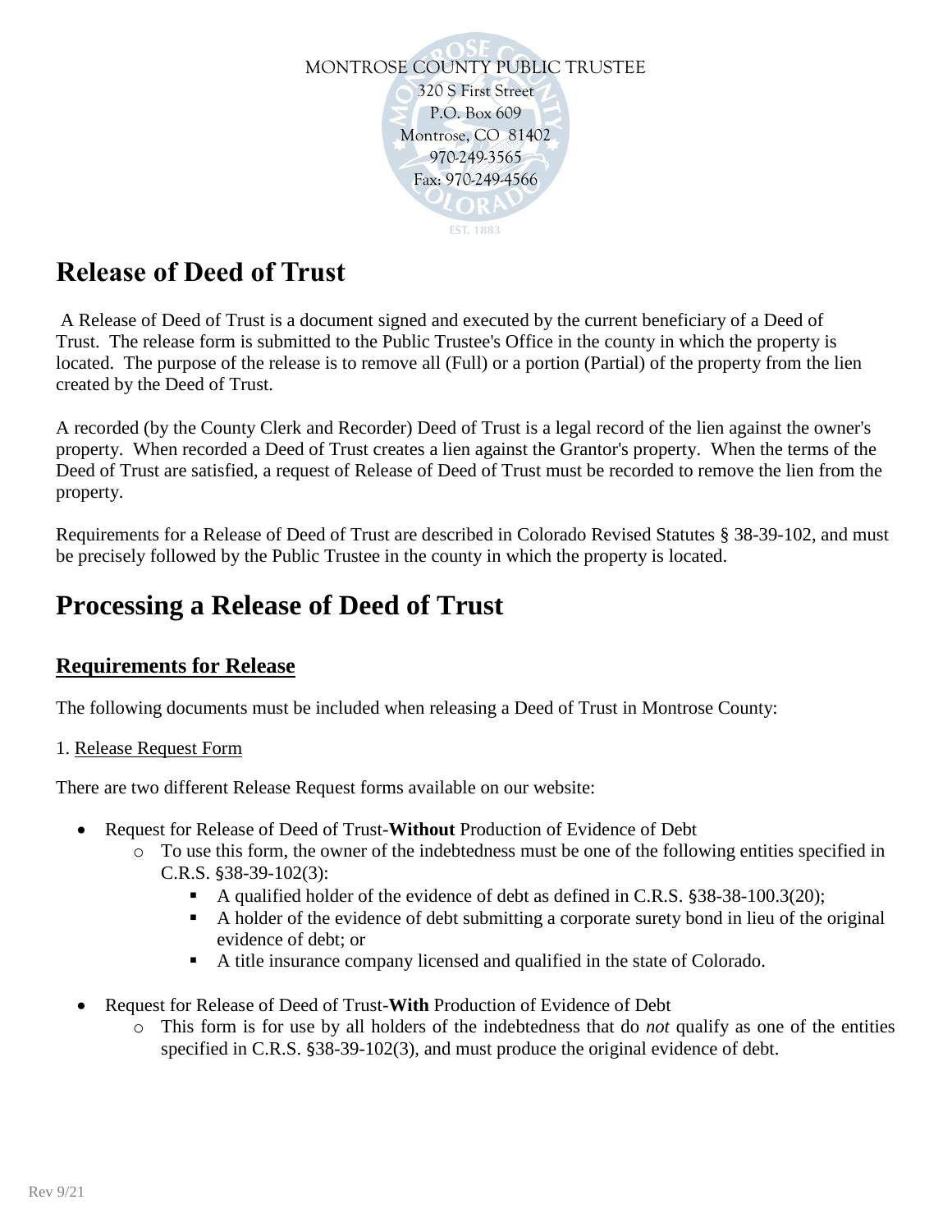MONTROSE COUNTY PUBLIC TRUSTEE
320 S First Street
P.O. Box 609
Montrose, CO 81402
970-249-3565
Fax: 970-249-4566

# Release of Deed of Trust

A Release of Deed of Trust is a document signed and executed by the current beneficiary of a Deed of Trust. The release form is submitted to the Public Trustee's Office in the county in which the property is located. The purpose of the release is to remove all (Full) or a portion (Partial) of the property from the lien created by the Deed of Trust.

A recorded (by the County Clerk and Recorder) Deed of Trust is a legal record of the lien against the owner's property. When recorded a Deed of Trust creates a lien against the Grantor's property. When the terms of the Deed of Trust are satisfied, a request of Release of Deed of Trust must be recorded to remove the lien from the property.

Requirements for a Release of Deed of Trust are described in Colorado Revised Statutes § 38-39-102, and must be precisely followed by the Public Trustee in the county in which the property is located.

# Processing a Release of Deed of Trust

## Requirements for Release

The following documents must be included when releasing a Deed of Trust in Montrose County:

1. Release Request Form

There are two different Release Request forms available on our website:

- Request for Release of Deed of Trust-**Without** Production of Evidence of Debt
  - To use this form, the owner of the indebtedness must be one of the following entities specified in C.R.S. §38-39-102(3):
    - A qualified holder of the evidence of debt as defined in C.R.S. §38-38-100.3(20);
    - A holder of the evidence of debt submitting a corporate surety bond in lieu of the original evidence of debt; or
    - A title insurance company licensed and qualified in the state of Colorado.
- Request for Release of Deed of Trust-**With** Production of Evidence of Debt
  - This form is for use by all holders of the indebtedness that do *not* qualify as one of the entities specified in C.R.S. §38-39-102(3), and must produce the original evidence of debt.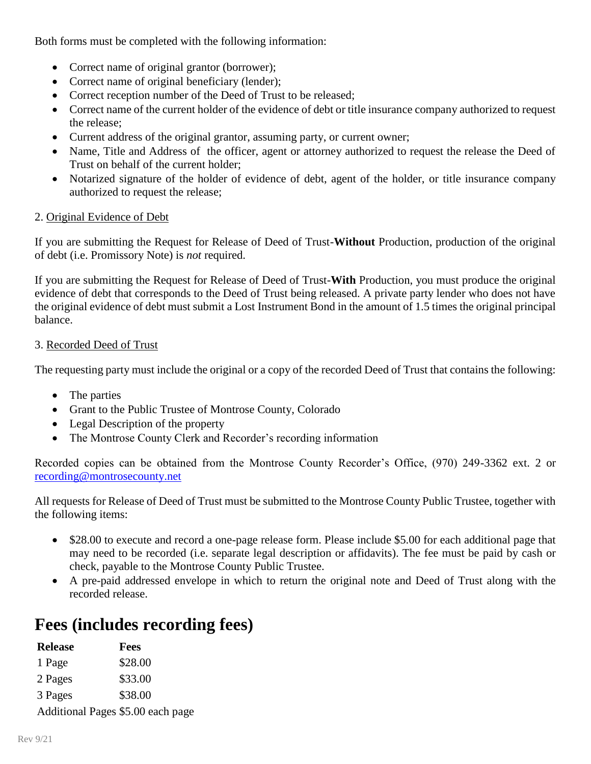Both forms must be completed with the following information:

- Correct name of original grantor (borrower);
- Correct name of original beneficiary (lender);
- Correct reception number of the Deed of Trust to be released;
- Correct name of the current holder of the evidence of debt or title insurance company authorized to request the release;
- Current address of the original grantor, assuming party, or current owner;
- Name, Title and Address of the officer, agent or attorney authorized to request the release the Deed of Trust on behalf of the current holder;
- Notarized signature of the holder of evidence of debt, agent of the holder, or title insurance company authorized to request the release;

2. Original Evidence of Debt

If you are submitting the Request for Release of Deed of Trust-**Without** Production, production of the original of debt (i.e. Promissory Note) is *not* required.

If you are submitting the Request for Release of Deed of Trust-**With** Production, you must produce the original evidence of debt that corresponds to the Deed of Trust being released. A private party lender who does not have the original evidence of debt must submit a Lost Instrument Bond in the amount of 1.5 times the original principal balance.

3. Recorded Deed of Trust

The requesting party must include the original or a copy of the recorded Deed of Trust that contains the following:

- The parties
- Grant to the Public Trustee of Montrose County, Colorado
- Legal Description of the property
- The Montrose County Clerk and Recorder's recording information

Recorded copies can be obtained from the Montrose County Recorder's Office, (970) 249-3362 ext. 2 or recording@montrosecounty.net

All requests for Release of Deed of Trust must be submitted to the Montrose County Public Trustee, together with the following items:

- $28.00 to execute and record a one-page release form. Please include $5.00 for each additional page that may need to be recorded (i.e. separate legal description or affidavits). The fee must be paid by cash or check, payable to the Montrose County Public Trustee.
- A pre-paid addressed envelope in which to return the original note and Deed of Trust along with the recorded release.

# Fees (includes recording fees)

| Release | Fees |
|---|---|
| 1 Page | $28.00 |
| 2 Pages | $33.00 |
| 3 Pages | $38.00 |
| Additional Pages | $5.00 each page |

Rev 9/21